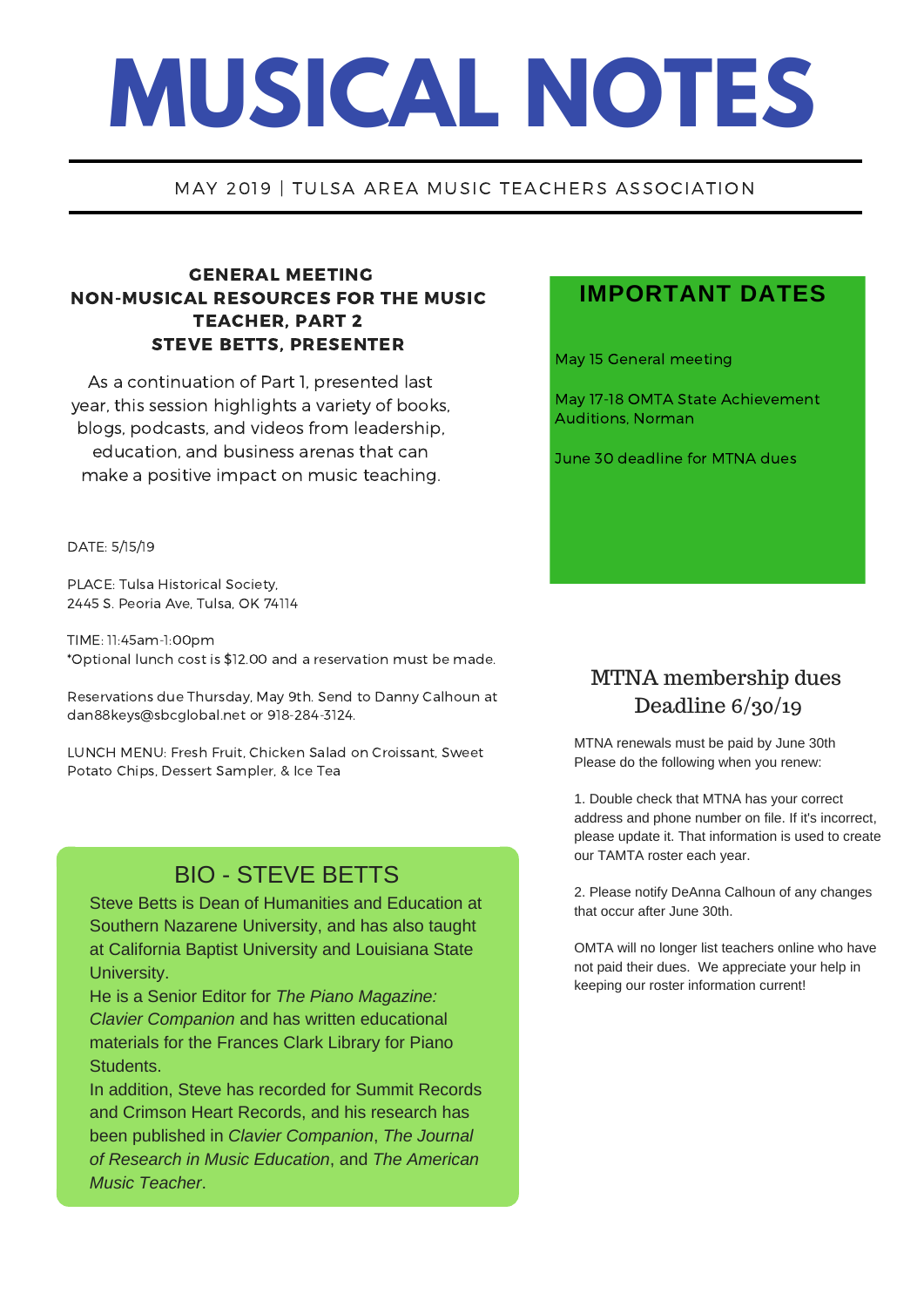# MUSICAL NOTES

MAY 2019 | TULSA AREA MUSIC TEACHERS ASSOCIATION

## GENERAL MEETING
## NON-MUSICAL RESOURCES FOR THE MUSIC TEACHER, PART 2
## STEVE BETTS, PRESENTER

As a continuation of Part 1, presented last year, this session highlights a variety of books, blogs, podcasts, and videos from leadership, education, and business arenas that can make a positive impact on music teaching.

DATE: 5/15/19

PLACE: Tulsa Historical Society,
2445 S. Peoria Ave, Tulsa, OK 74114

TIME: 11:45am-1:00pm
*Optional lunch cost is $12.00 and a reservation must be made.

Reservations due Thursday, May 9th. Send to Danny Calhoun at dan88keys@sbcglobal.net or 918-284-3124.

LUNCH MENU: Fresh Fruit, Chicken Salad on Croissant, Sweet Potato Chips, Dessert Sampler, & Ice Tea

## BIO - STEVE BETTS

Steve Betts is Dean of Humanities and Education at Southern Nazarene University, and has also taught at California Baptist University and Louisiana State University.

He is a Senior Editor for *The Piano Magazine: Clavier Companion* and has written educational materials for the Frances Clark Library for Piano Students.

In addition, Steve has recorded for Summit Records and Crimson Heart Records, and his research has been published in *Clavier Companion*, *The Journal of Research in Music Education*, and *The American Music Teacher*.

## IMPORTANT DATES

May 15 General meeting

May 17-18 OMTA State Achievement Auditions, Norman

June 30 deadline for MTNA dues

## MTNA membership dues Deadline 6/30/19

MTNA renewals must be paid by June 30th
Please do the following when you renew:

1. Double check that MTNA has your correct address and phone number on file. If it's incorrect, please update it. That information is used to create our TAMTA roster each year.

2. Please notify DeAnna Calhoun of any changes that occur after June 30th.

OMTA will no longer list teachers online who have not paid their dues. We appreciate your help in keeping our roster information current!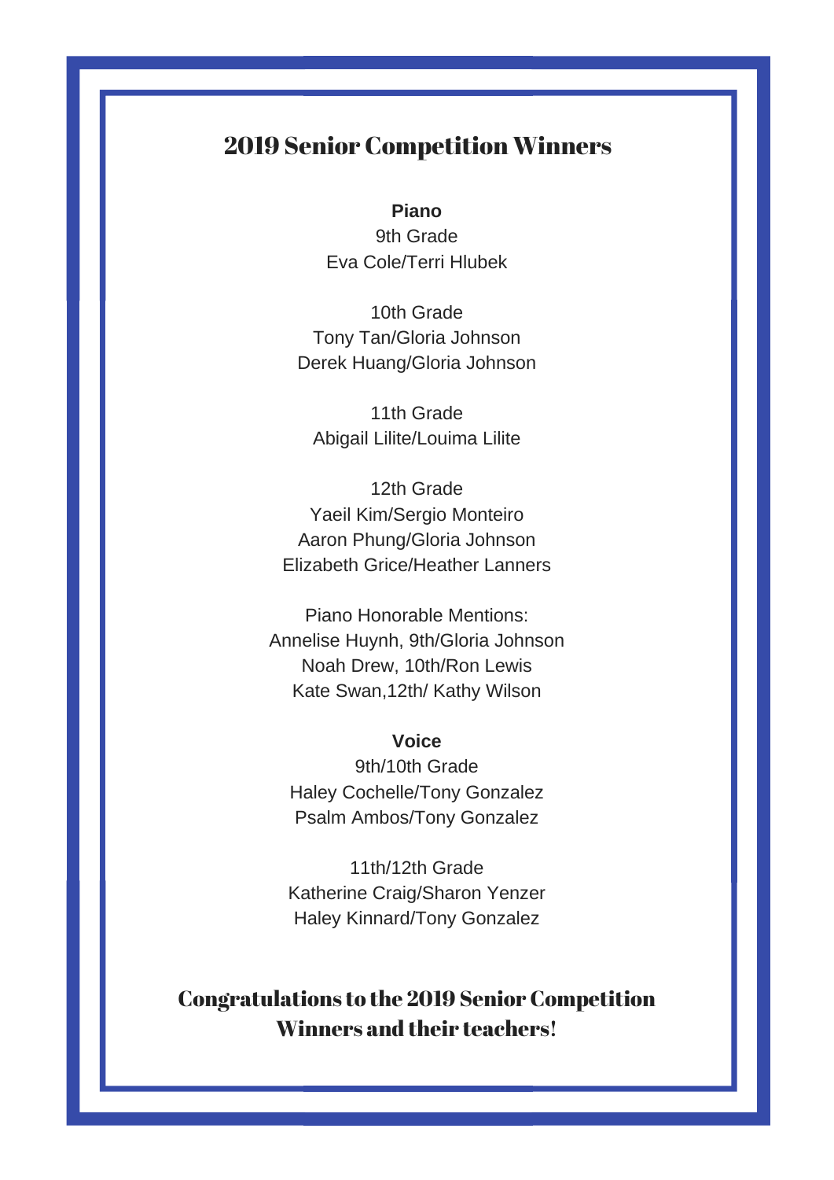# 2019 Senior Competition Winners

**Piano**

9th Grade
Eva Cole/Terri Hlubek

10th Grade
Tony Tan/Gloria Johnson
Derek Huang/Gloria Johnson

11th Grade
Abigail Lilite/Louima Lilite

12th Grade
Yaeil Kim/Sergio Monteiro
Aaron Phung/Gloria Johnson
Elizabeth Grice/Heather Lanners

Piano Honorable Mentions:
Annelise Huynh, 9th/Gloria Johnson
Noah Drew, 10th/Ron Lewis
Kate Swan,12th/ Kathy Wilson

**Voice**

9th/10th Grade
Haley Cochelle/Tony Gonzalez
Psalm Ambos/Tony Gonzalez

11th/12th Grade
Katherine Craig/Sharon Yenzer
Haley Kinnard/Tony Gonzalez

## Congratulations to the 2019 Senior Competition Winners and their teachers!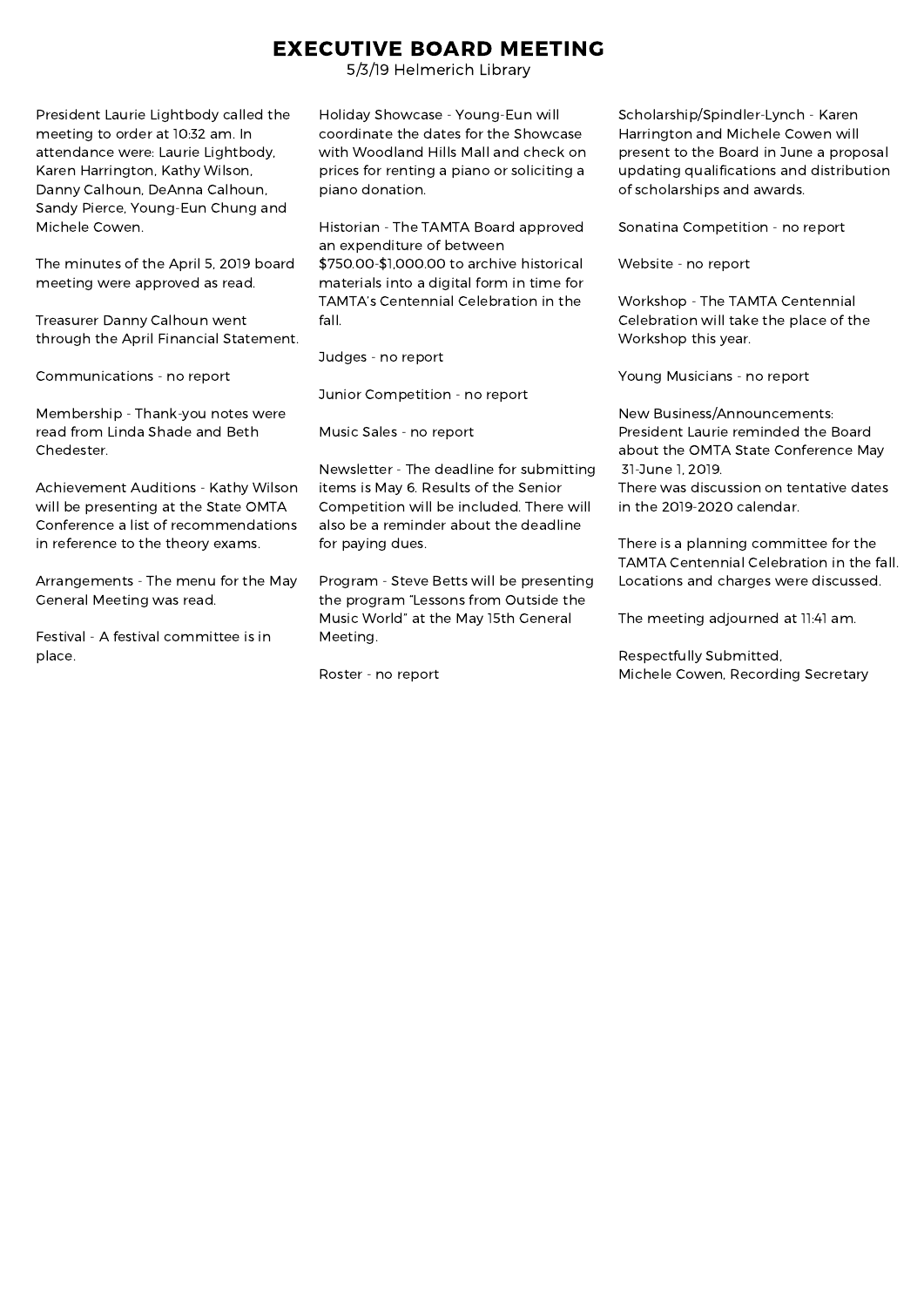# EXECUTIVE BOARD MEETING

5/3/19 Helmerich Library

President Laurie Lightbody called the meeting to order at 10:32 am. In attendance were: Laurie Lightbody, Karen Harrington, Kathy Wilson, Danny Calhoun, DeAnna Calhoun, Sandy Pierce, Young-Eun Chung and Michele Cowen.

The minutes of the April 5, 2019 board meeting were approved as read.

Treasurer Danny Calhoun went through the April Financial Statement.

Communications - no report

Membership - Thank-you notes were read from Linda Shade and Beth Chedester.

Achievement Auditions - Kathy Wilson will be presenting at the State OMTA Conference a list of recommendations in reference to the theory exams.

Arrangements - The menu for the May General Meeting was read.

Festival - A festival committee is in place.

Holiday Showcase - Young-Eun will coordinate the dates for the Showcase with Woodland Hills Mall and check on prices for renting a piano or soliciting a piano donation.

Historian - The TAMTA Board approved an expenditure of between $750.00-$1,000.00 to archive historical materials into a digital form in time for TAMTA's Centennial Celebration in the fall.

Judges - no report

Junior Competition - no report

Music Sales - no report

Newsletter - The deadline for submitting items is May 6. Results of the Senior Competition will be included. There will also be a reminder about the deadline for paying dues.

Program - Steve Betts will be presenting the program "Lessons from Outside the Music World" at the May 15th General Meeting.

Roster - no report

Scholarship/Spindler-Lynch - Karen Harrington and Michele Cowen will present to the Board in June a proposal updating qualifications and distribution of scholarships and awards.

Sonatina Competition - no report

Website - no report

Workshop - The TAMTA Centennial Celebration will take the place of the Workshop this year.

Young Musicians - no report

New Business/Announcements:
President Laurie reminded the Board about the OMTA State Conference May 31-June 1, 2019.
There was discussion on tentative dates in the 2019-2020 calendar.

There is a planning committee for the TAMTA Centennial Celebration in the fall. Locations and charges were discussed.

The meeting adjourned at 11:41 am.

Respectfully Submitted,
Michele Cowen, Recording Secretary